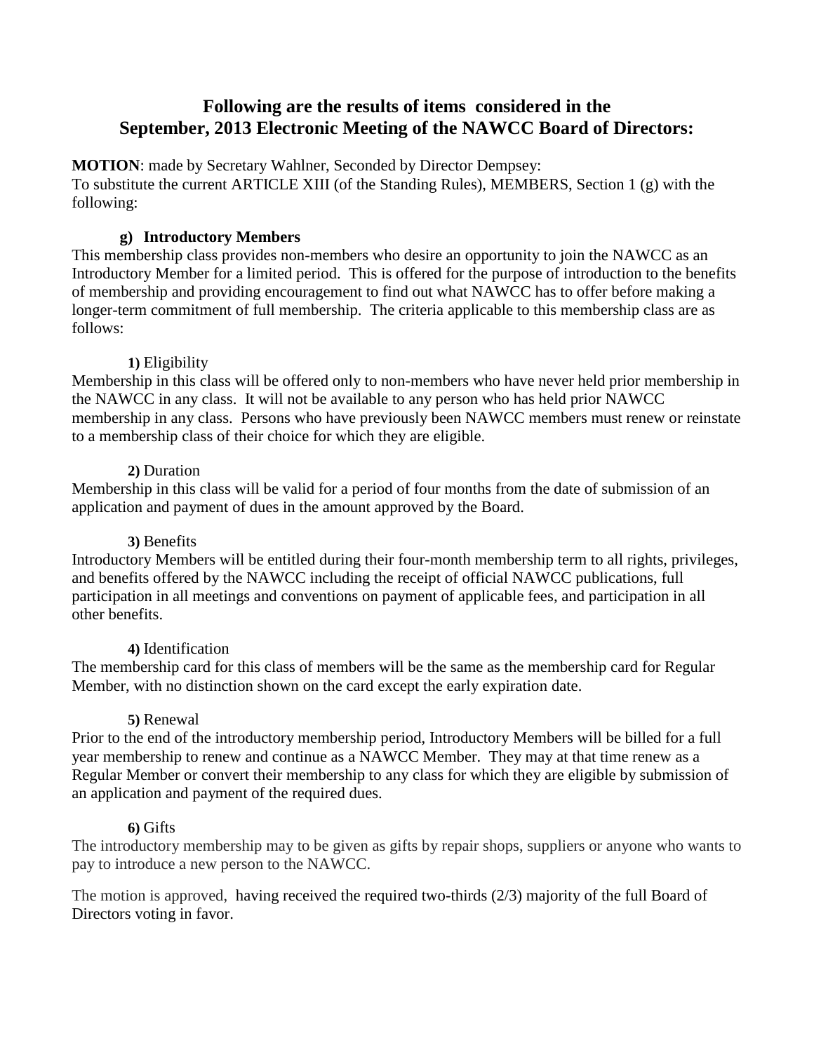# Following are the results of items considered in the September, 2013 Electronic Meeting of the NAWCC Board of Directors:

**MOTION**: made by Secretary Wahlner, Seconded by Director Dempsey:
To substitute the current ARTICLE XIII (of the Standing Rules), MEMBERS, Section 1 (g) with the following:

**g) Introductory Members**

This membership class provides non-members who desire an opportunity to join the NAWCC as an Introductory Member for a limited period. This is offered for the purpose of introduction to the benefits of membership and providing encouragement to find out what NAWCC has to offer before making a longer-term commitment of full membership. The criteria applicable to this membership class are as follows:

**1)** Eligibility

Membership in this class will be offered only to non-members who have never held prior membership in the NAWCC in any class. It will not be available to any person who has held prior NAWCC membership in any class. Persons who have previously been NAWCC members must renew or reinstate to a membership class of their choice for which they are eligible.

**2)** Duration

Membership in this class will be valid for a period of four months from the date of submission of an application and payment of dues in the amount approved by the Board.

**3)** Benefits

Introductory Members will be entitled during their four-month membership term to all rights, privileges, and benefits offered by the NAWCC including the receipt of official NAWCC publications, full participation in all meetings and conventions on payment of applicable fees, and participation in all other benefits.

**4)** Identification

The membership card for this class of members will be the same as the membership card for Regular Member, with no distinction shown on the card except the early expiration date.

**5)** Renewal

Prior to the end of the introductory membership period, Introductory Members will be billed for a full year membership to renew and continue as a NAWCC Member. They may at that time renew as a Regular Member or convert their membership to any class for which they are eligible by submission of an application and payment of the required dues.

**6)** Gifts

The introductory membership may to be given as gifts by repair shops, suppliers or anyone who wants to pay to introduce a new person to the NAWCC.

The motion is approved, having received the required two-thirds (2/3) majority of the full Board of Directors voting in favor.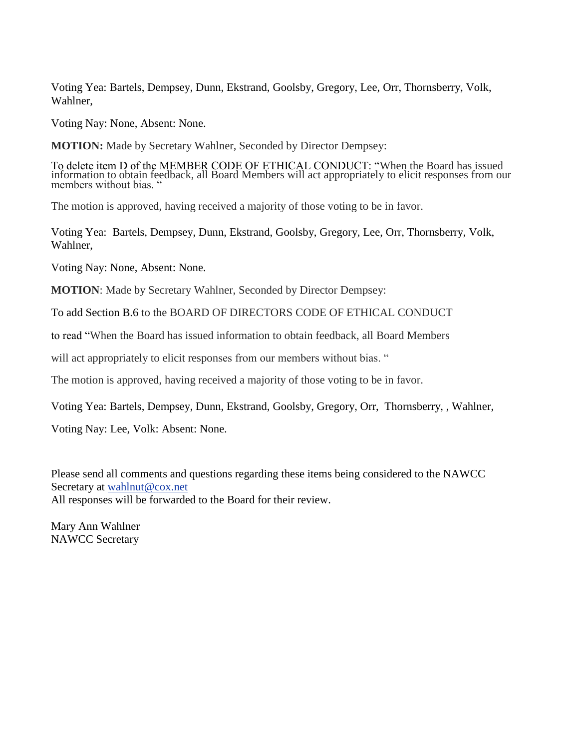Voting Yea: Bartels, Dempsey, Dunn, Ekstrand, Goolsby, Gregory, Lee, Orr, Thornsberry, Volk, Wahlner,

Voting Nay: None, Absent: None.

**MOTION:** Made by Secretary Wahlner, Seconded by Director Dempsey:

To delete item D of the MEMBER CODE OF ETHICAL CONDUCT: "When the Board has issued information to obtain feedback, all Board Members will act appropriately to elicit responses from our members without bias. "

The motion is approved, having received a majority of those voting to be in favor.

Voting Yea: Bartels, Dempsey, Dunn, Ekstrand, Goolsby, Gregory, Lee, Orr, Thornsberry, Volk, Wahlner,

Voting Nay: None, Absent: None.

**MOTION**: Made by Secretary Wahlner, Seconded by Director Dempsey:

To add Section B.6 to the BOARD OF DIRECTORS CODE OF ETHICAL CONDUCT

to read "When the Board has issued information to obtain feedback, all Board Members

will act appropriately to elicit responses from our members without bias. "

The motion is approved, having received a majority of those voting to be in favor.

Voting Yea: Bartels, Dempsey, Dunn, Ekstrand, Goolsby, Gregory, Orr, Thornsberry, , Wahlner,

Voting Nay: Lee, Volk: Absent: None.

Please send all comments and questions regarding these items being considered to the NAWCC Secretary at wahlnut@cox.net
All responses will be forwarded to the Board for their review.

Mary Ann Wahlner
NAWCC Secretary